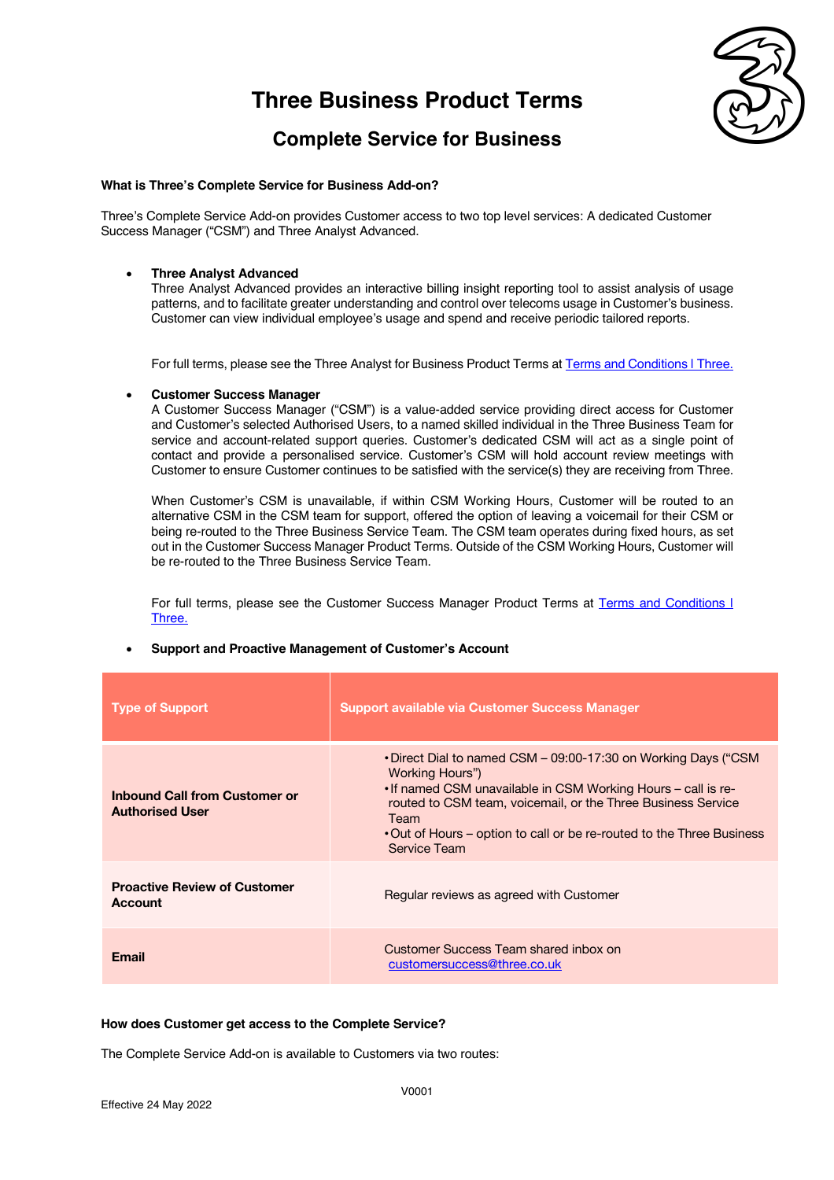# Three Business Product Terms

## Complete Service for Business

**What is Three's Complete Service for Business Add-on?**

Three's Complete Service Add-on provides Customer access to two top level services: A dedicated Customer Success Manager ("CSM") and Three Analyst Advanced.

- **Three Analyst Advanced**
  Three Analyst Advanced provides an interactive billing insight reporting tool to assist analysis of usage patterns, and to facilitate greater understanding and control over telecoms usage in Customer's business. Customer can view individual employee's usage and spend and receive periodic tailored reports.

  For full terms, please see the Three Analyst for Business Product Terms at [Terms and Conditions | Three.]()

- **Customer Success Manager**
  A Customer Success Manager ("CSM") is a value-added service providing direct access for Customer and Customer's selected Authorised Users, to a named skilled individual in the Three Business Team for service and account-related support queries. Customer's dedicated CSM will act as a single point of contact and provide a personalised service. Customer's CSM will hold account review meetings with Customer to ensure Customer continues to be satisfied with the service(s) they are receiving from Three.

  When Customer's CSM is unavailable, if within CSM Working Hours, Customer will be routed to an alternative CSM in the CSM team for support, offered the option of leaving a voicemail for their CSM or being re-routed to the Three Business Service Team. The CSM team operates during fixed hours, as set out in the Customer Success Manager Product Terms. Outside of the CSM Working Hours, Customer will be re-routed to the Three Business Service Team.

  For full terms, please see the Customer Success Manager Product Terms at [Terms and Conditions | Three.]()

- **Support and Proactive Management of Customer's Account**

| Type of Support | Support available via Customer Success Manager |
|---|---|
| **Inbound Call from Customer or Authorised User** | • Direct Dial to named CSM – 09:00-17:30 on Working Days ("CSM Working Hours")<br>• If named CSM unavailable in CSM Working Hours – call is re-routed to CSM team, voicemail, or the Three Business Service Team<br>• Out of Hours – option to call or be re-routed to the Three Business Service Team |
| **Proactive Review of Customer Account** | Regular reviews as agreed with Customer |
| **Email** | Customer Success Team shared inbox on customersuccess@three.co.uk |

**How does Customer get access to the Complete Service?**

The Complete Service Add-on is available to Customers via two routes:

V0001

Effective 24 May 2022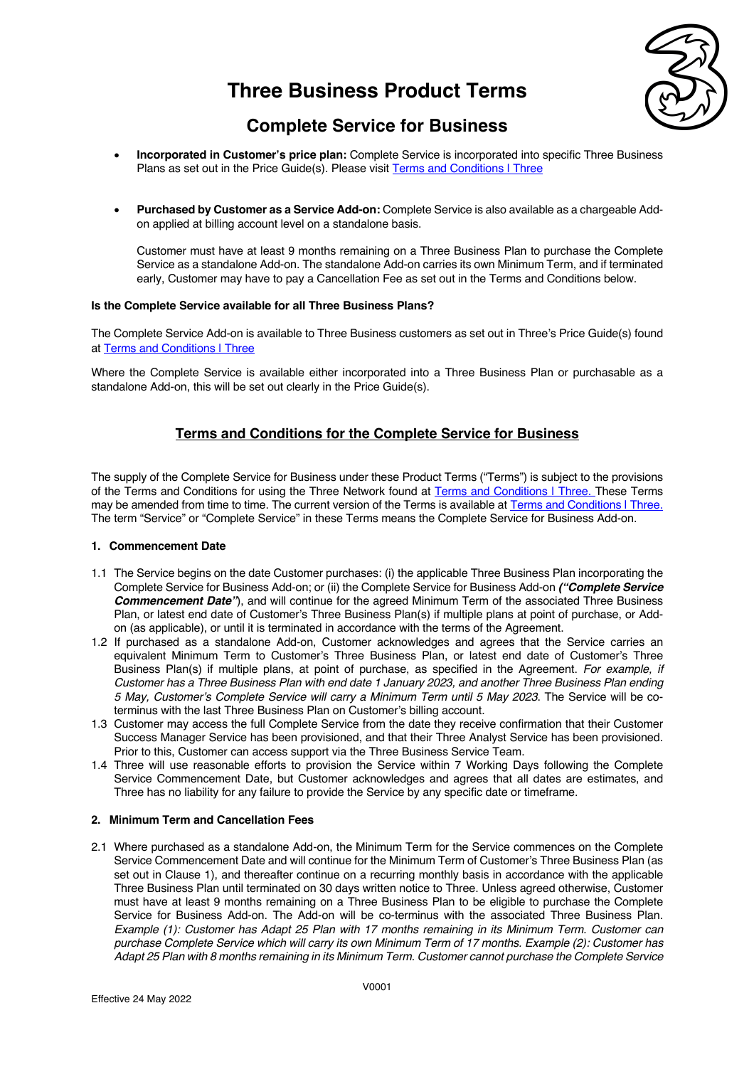# Three Business Product Terms

## Complete Service for Business

- **Incorporated in Customer's price plan:** Complete Service is incorporated into specific Three Business Plans as set out in the Price Guide(s). Please visit [Terms and Conditions | Three]()

- **Purchased by Customer as a Service Add-on:** Complete Service is also available as a chargeable Add-on applied at billing account level on a standalone basis.

  Customer must have at least 9 months remaining on a Three Business Plan to purchase the Complete Service as a standalone Add-on. The standalone Add-on carries its own Minimum Term, and if terminated early, Customer may have to pay a Cancellation Fee as set out in the Terms and Conditions below.

**Is the Complete Service available for all Three Business Plans?**

The Complete Service Add-on is available to Three Business customers as set out in Three's Price Guide(s) found at [Terms and Conditions | Three]()

Where the Complete Service is available either incorporated into a Three Business Plan or purchasable as a standalone Add-on, this will be set out clearly in the Price Guide(s).

## Terms and Conditions for the Complete Service for Business

The supply of the Complete Service for Business under these Product Terms ("Terms") is subject to the provisions of the Terms and Conditions for using the Three Network found at [Terms and Conditions | Three.]() These Terms may be amended from time to time. The current version of the Terms is available at [Terms and Conditions | Three.]() The term "Service" or "Complete Service" in these Terms means the Complete Service for Business Add-on.

### 1. Commencement Date

1.1 The Service begins on the date Customer purchases: (i) the applicable Three Business Plan incorporating the Complete Service for Business Add-on; or (ii) the Complete Service for Business Add-on ***("Complete Service Commencement Date")***, and will continue for the agreed Minimum Term of the associated Three Business Plan, or latest end date of Customer's Three Business Plan(s) if multiple plans at point of purchase, or Add-on (as applicable), or until it is terminated in accordance with the terms of the Agreement.

1.2 If purchased as a standalone Add-on, Customer acknowledges and agrees that the Service carries an equivalent Minimum Term to Customer's Three Business Plan, or latest end date of Customer's Three Business Plan(s) if multiple plans, at point of purchase, as specified in the Agreement. *For example, if Customer has a Three Business Plan with end date 1 January 2023, and another Three Business Plan ending 5 May, Customer's Complete Service will carry a Minimum Term until 5 May 2023.* The Service will be co-terminus with the last Three Business Plan on Customer's billing account.

1.3 Customer may access the full Complete Service from the date they receive confirmation that their Customer Success Manager Service has been provisioned, and that their Three Analyst Service has been provisioned. Prior to this, Customer can access support via the Three Business Service Team.

1.4 Three will use reasonable efforts to provision the Service within 7 Working Days following the Complete Service Commencement Date, but Customer acknowledges and agrees that all dates are estimates, and Three has no liability for any failure to provide the Service by any specific date or timeframe.

### 2. Minimum Term and Cancellation Fees

2.1 Where purchased as a standalone Add-on, the Minimum Term for the Service commences on the Complete Service Commencement Date and will continue for the Minimum Term of Customer's Three Business Plan (as set out in Clause 1), and thereafter continue on a recurring monthly basis in accordance with the applicable Three Business Plan until terminated on 30 days written notice to Three. Unless agreed otherwise, Customer must have at least 9 months remaining on a Three Business Plan to be eligible to purchase the Complete Service for Business Add-on. The Add-on will be co-terminus with the associated Three Business Plan. *Example (1): Customer has Adapt 25 Plan with 17 months remaining in its Minimum Term. Customer can purchase Complete Service which will carry its own Minimum Term of 17 months. Example (2): Customer has Adapt 25 Plan with 8 months remaining in its Minimum Term. Customer cannot purchase the Complete Service*

Effective 24 May 2022

V0001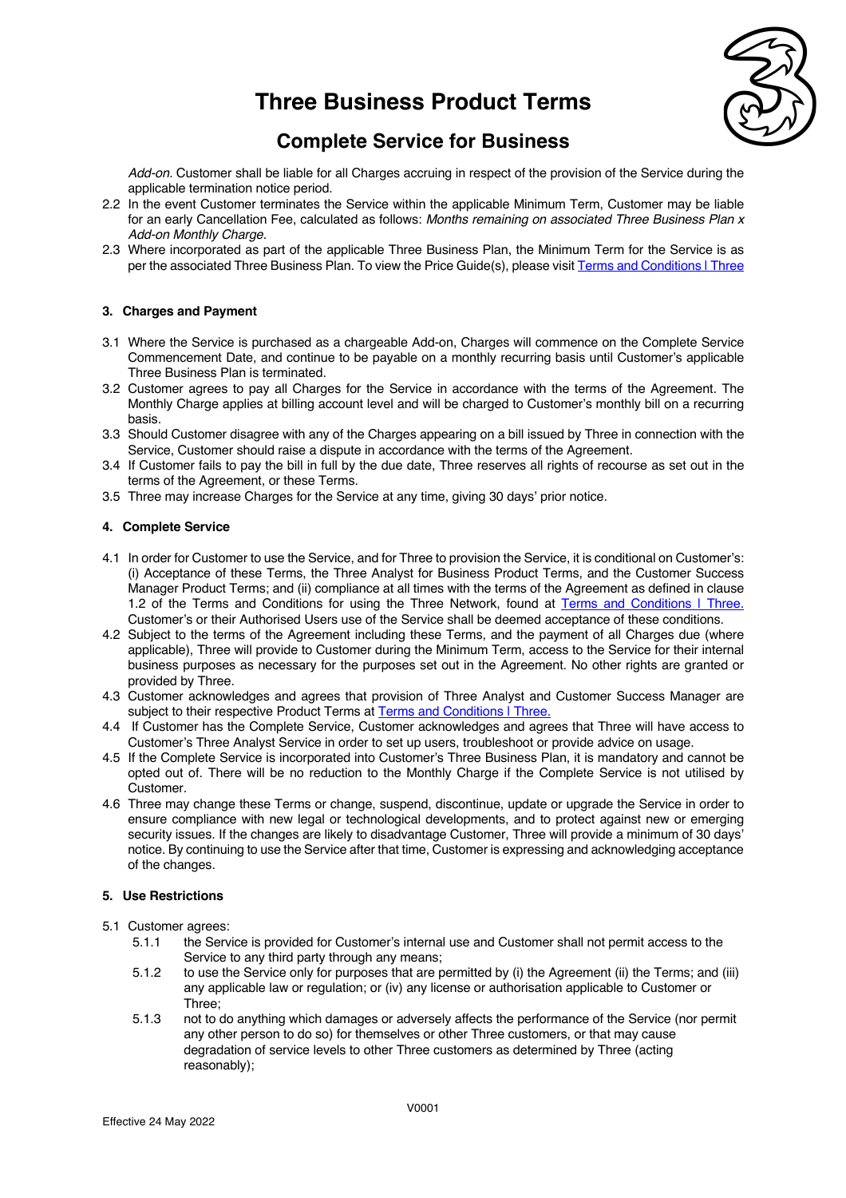*Add-on.* Customer shall be liable for all Charges accruing in respect of the provision of the Service during the applicable termination notice period.

2.2 In the event Customer terminates the Service within the applicable Minimum Term, Customer may be liable for an early Cancellation Fee, calculated as follows: *Months remaining on associated Three Business Plan x Add-on Monthly Charge.*

2.3 Where incorporated as part of the applicable Three Business Plan, the Minimum Term for the Service is as per the associated Three Business Plan. To view the Price Guide(s), please visit [Terms and Conditions | Three](#)

### 3. Charges and Payment

3.1 Where the Service is purchased as a chargeable Add-on, Charges will commence on the Complete Service Commencement Date, and continue to be payable on a monthly recurring basis until Customer's applicable Three Business Plan is terminated.

3.2 Customer agrees to pay all Charges for the Service in accordance with the terms of the Agreement. The Monthly Charge applies at billing account level and will be charged to Customer's monthly bill on a recurring basis.

3.3 Should Customer disagree with any of the Charges appearing on a bill issued by Three in connection with the Service, Customer should raise a dispute in accordance with the terms of the Agreement.

3.4 If Customer fails to pay the bill in full by the due date, Three reserves all rights of recourse as set out in the terms of the Agreement, or these Terms.

3.5 Three may increase Charges for the Service at any time, giving 30 days' prior notice.

### 4. Complete Service

4.1 In order for Customer to use the Service, and for Three to provision the Service, it is conditional on Customer's: (i) Acceptance of these Terms, the Three Analyst for Business Product Terms, and the Customer Success Manager Product Terms; and (ii) compliance at all times with the terms of the Agreement as defined in clause 1.2 of the Terms and Conditions for using the Three Network, found at [Terms and Conditions | Three.](#) Customer's or their Authorised Users use of the Service shall be deemed acceptance of these conditions.

4.2 Subject to the terms of the Agreement including these Terms, and the payment of all Charges due (where applicable), Three will provide to Customer during the Minimum Term, access to the Service for their internal business purposes as necessary for the purposes set out in the Agreement. No other rights are granted or provided by Three.

4.3 Customer acknowledges and agrees that provision of Three Analyst and Customer Success Manager are subject to their respective Product Terms at [Terms and Conditions | Three.](#)

4.4 If Customer has the Complete Service, Customer acknowledges and agrees that Three will have access to Customer's Three Analyst Service in order to set up users, troubleshoot or provide advice on usage.

4.5 If the Complete Service is incorporated into Customer's Three Business Plan, it is mandatory and cannot be opted out of. There will be no reduction to the Monthly Charge if the Complete Service is not utilised by Customer.

4.6 Three may change these Terms or change, suspend, discontinue, update or upgrade the Service in order to ensure compliance with new legal or technological developments, and to protect against new or emerging security issues. If the changes are likely to disadvantage Customer, Three will provide a minimum of 30 days' notice. By continuing to use the Service after that time, Customer is expressing and acknowledging acceptance of the changes.

### 5. Use Restrictions

5.1 Customer agrees:

5.1.1 the Service is provided for Customer's internal use and Customer shall not permit access to the Service to any third party through any means;

5.1.2 to use the Service only for purposes that are permitted by (i) the Agreement (ii) the Terms; and (iii) any applicable law or regulation; or (iv) any license or authorisation applicable to Customer or Three;

5.1.3 not to do anything which damages or adversely affects the performance of the Service (nor permit any other person to do so) for themselves or other Three customers, or that may cause degradation of service levels to other Three customers as determined by Three (acting reasonably);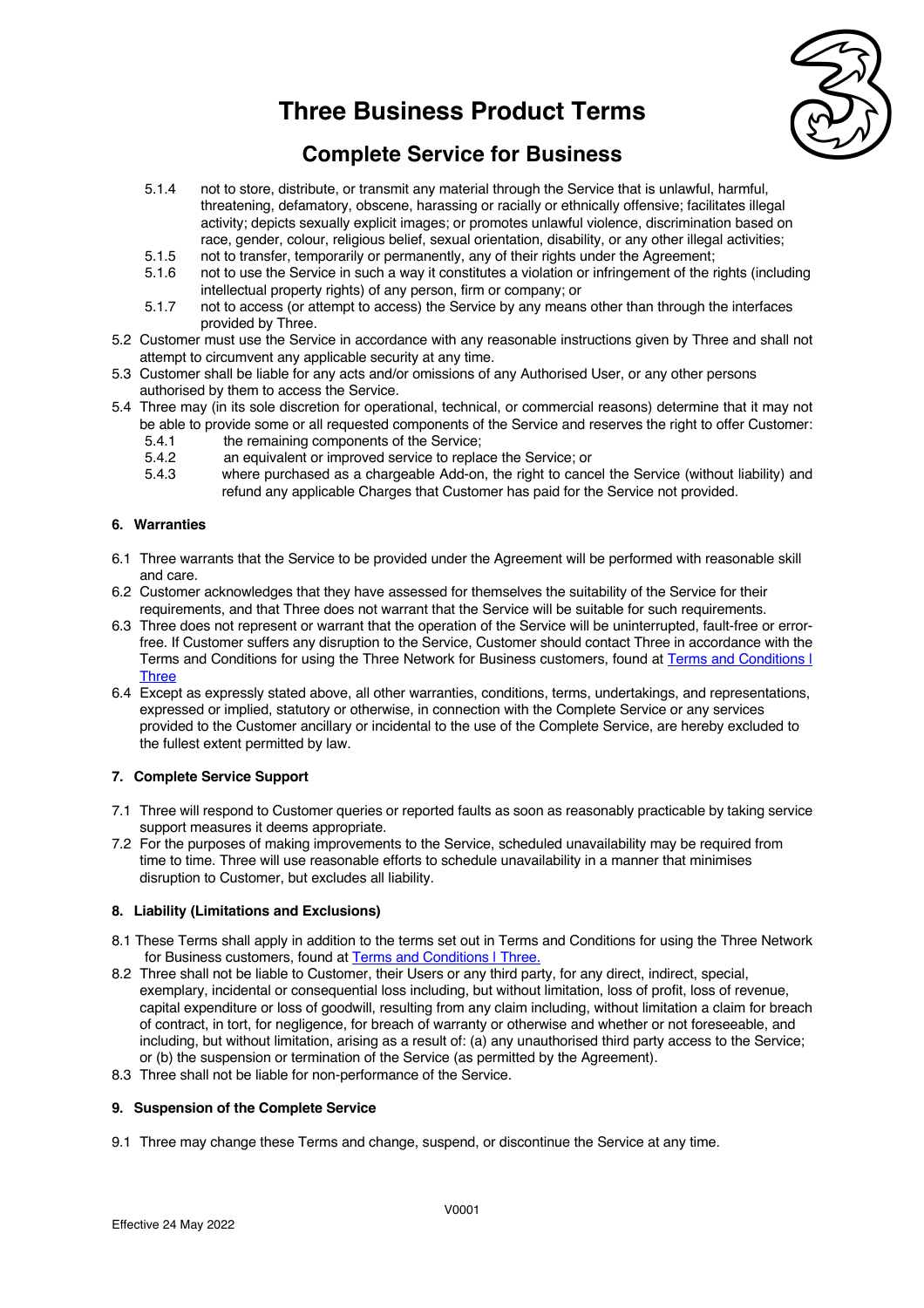5.1.4 not to store, distribute, or transmit any material through the Service that is unlawful, harmful, threatening, defamatory, obscene, harassing or racially or ethnically offensive; facilitates illegal activity; depicts sexually explicit images; or promotes unlawful violence, discrimination based on race, gender, colour, religious belief, sexual orientation, disability, or any other illegal activities;

5.1.5 not to transfer, temporarily or permanently, any of their rights under the Agreement;

5.1.6 not to use the Service in such a way it constitutes a violation or infringement of the rights (including intellectual property rights) of any person, firm or company; or

5.1.7 not to access (or attempt to access) the Service by any means other than through the interfaces provided by Three.

5.2 Customer must use the Service in accordance with any reasonable instructions given by Three and shall not attempt to circumvent any applicable security at any time.

5.3 Customer shall be liable for any acts and/or omissions of any Authorised User, or any other persons authorised by them to access the Service.

5.4 Three may (in its sole discretion for operational, technical, or commercial reasons) determine that it may not be able to provide some or all requested components of the Service and reserves the right to offer Customer:

5.4.1 the remaining components of the Service;

5.4.2 an equivalent or improved service to replace the Service; or

5.4.3 where purchased as a chargeable Add-on, the right to cancel the Service (without liability) and refund any applicable Charges that Customer has paid for the Service not provided.

## 6. Warranties

6.1 Three warrants that the Service to be provided under the Agreement will be performed with reasonable skill and care.

6.2 Customer acknowledges that they have assessed for themselves the suitability of the Service for their requirements, and that Three does not warrant that the Service will be suitable for such requirements.

6.3 Three does not represent or warrant that the operation of the Service will be uninterrupted, fault-free or error-free. If Customer suffers any disruption to the Service, Customer should contact Three in accordance with the Terms and Conditions for using the Three Network for Business customers, found at Terms and Conditions | Three

6.4 Except as expressly stated above, all other warranties, conditions, terms, undertakings, and representations, expressed or implied, statutory or otherwise, in connection with the Complete Service or any services provided to the Customer ancillary or incidental to the use of the Complete Service, are hereby excluded to the fullest extent permitted by law.

## 7. Complete Service Support

7.1 Three will respond to Customer queries or reported faults as soon as reasonably practicable by taking service support measures it deems appropriate.

7.2 For the purposes of making improvements to the Service, scheduled unavailability may be required from time to time. Three will use reasonable efforts to schedule unavailability in a manner that minimises disruption to Customer, but excludes all liability.

## 8. Liability (Limitations and Exclusions)

8.1 These Terms shall apply in addition to the terms set out in Terms and Conditions for using the Three Network for Business customers, found at Terms and Conditions | Three.

8.2 Three shall not be liable to Customer, their Users or any third party, for any direct, indirect, special, exemplary, incidental or consequential loss including, but without limitation, loss of profit, loss of revenue, capital expenditure or loss of goodwill, resulting from any claim including, without limitation a claim for breach of contract, in tort, for negligence, for breach of warranty or otherwise and whether or not foreseeable, and including, but without limitation, arising as a result of: (a) any unauthorised third party access to the Service; or (b) the suspension or termination of the Service (as permitted by the Agreement).

8.3 Three shall not be liable for non-performance of the Service.

## 9. Suspension of the Complete Service

9.1 Three may change these Terms and change, suspend, or discontinue the Service at any time.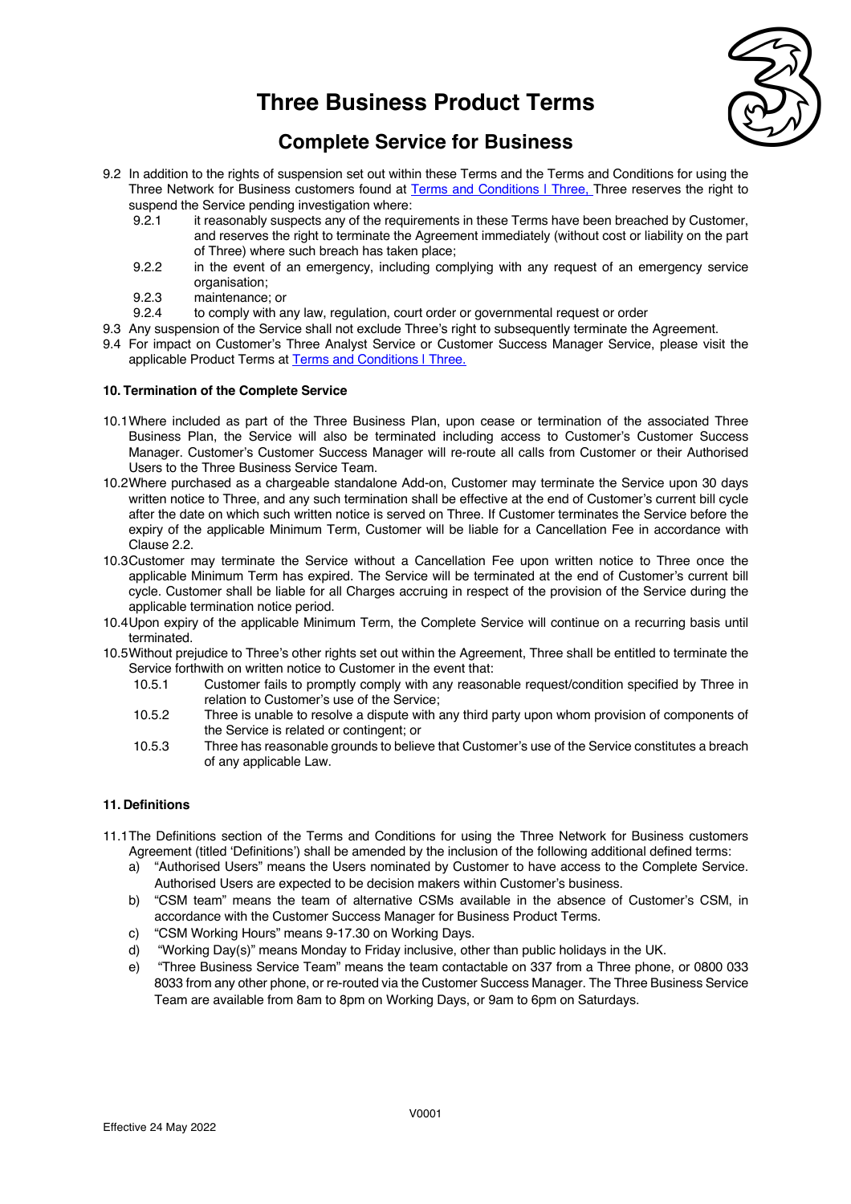9.2 In addition to the rights of suspension set out within these Terms and the Terms and Conditions for using the Three Network for Business customers found at [Terms and Conditions | Three,](#) Three reserves the right to suspend the Service pending investigation where:
   - 9.2.1 it reasonably suspects any of the requirements in these Terms have been breached by Customer, and reserves the right to terminate the Agreement immediately (without cost or liability on the part of Three) where such breach has taken place;
   - 9.2.2 in the event of an emergency, including complying with any request of an emergency service organisation;
   - 9.2.3 maintenance; or
   - 9.2.4 to comply with any law, regulation, court order or governmental request or order

9.3 Any suspension of the Service shall not exclude Three's right to subsequently terminate the Agreement.

9.4 For impact on Customer's Three Analyst Service or Customer Success Manager Service, please visit the applicable Product Terms at [Terms and Conditions | Three.](#)

### 10. Termination of the Complete Service

10.1 Where included as part of the Three Business Plan, upon cease or termination of the associated Three Business Plan, the Service will also be terminated including access to Customer's Customer Success Manager. Customer's Customer Success Manager will re-route all calls from Customer or their Authorised Users to the Three Business Service Team.

10.2 Where purchased as a chargeable standalone Add-on, Customer may terminate the Service upon 30 days written notice to Three, and any such termination shall be effective at the end of Customer's current bill cycle after the date on which such written notice is served on Three. If Customer terminates the Service before the expiry of the applicable Minimum Term, Customer will be liable for a Cancellation Fee in accordance with Clause 2.2.

10.3 Customer may terminate the Service without a Cancellation Fee upon written notice to Three once the applicable Minimum Term has expired. The Service will be terminated at the end of Customer's current bill cycle. Customer shall be liable for all Charges accruing in respect of the provision of the Service during the applicable termination notice period.

10.4 Upon expiry of the applicable Minimum Term, the Complete Service will continue on a recurring basis until terminated.

10.5 Without prejudice to Three's other rights set out within the Agreement, Three shall be entitled to terminate the Service forthwith on written notice to Customer in the event that:
   - 10.5.1 Customer fails to promptly comply with any reasonable request/condition specified by Three in relation to Customer's use of the Service;
   - 10.5.2 Three is unable to resolve a dispute with any third party upon whom provision of components of the Service is related or contingent; or
   - 10.5.3 Three has reasonable grounds to believe that Customer's use of the Service constitutes a breach of any applicable Law.

### 11. Definitions

11.1 The Definitions section of the Terms and Conditions for using the Three Network for Business customers Agreement (titled 'Definitions') shall be amended by the inclusion of the following additional defined terms:
   - a) "Authorised Users" means the Users nominated by Customer to have access to the Complete Service. Authorised Users are expected to be decision makers within Customer's business.
   - b) "CSM team" means the team of alternative CSMs available in the absence of Customer's CSM, in accordance with the Customer Success Manager for Business Product Terms.
   - c) "CSM Working Hours" means 9-17.30 on Working Days.
   - d) "Working Day(s)" means Monday to Friday inclusive, other than public holidays in the UK.
   - e) "Three Business Service Team" means the team contactable on 337 from a Three phone, or 0800 033 8033 from any other phone, or re-routed via the Customer Success Manager. The Three Business Service Team are available from 8am to 8pm on Working Days, or 9am to 6pm on Saturdays.

V0001

Effective 24 May 2022